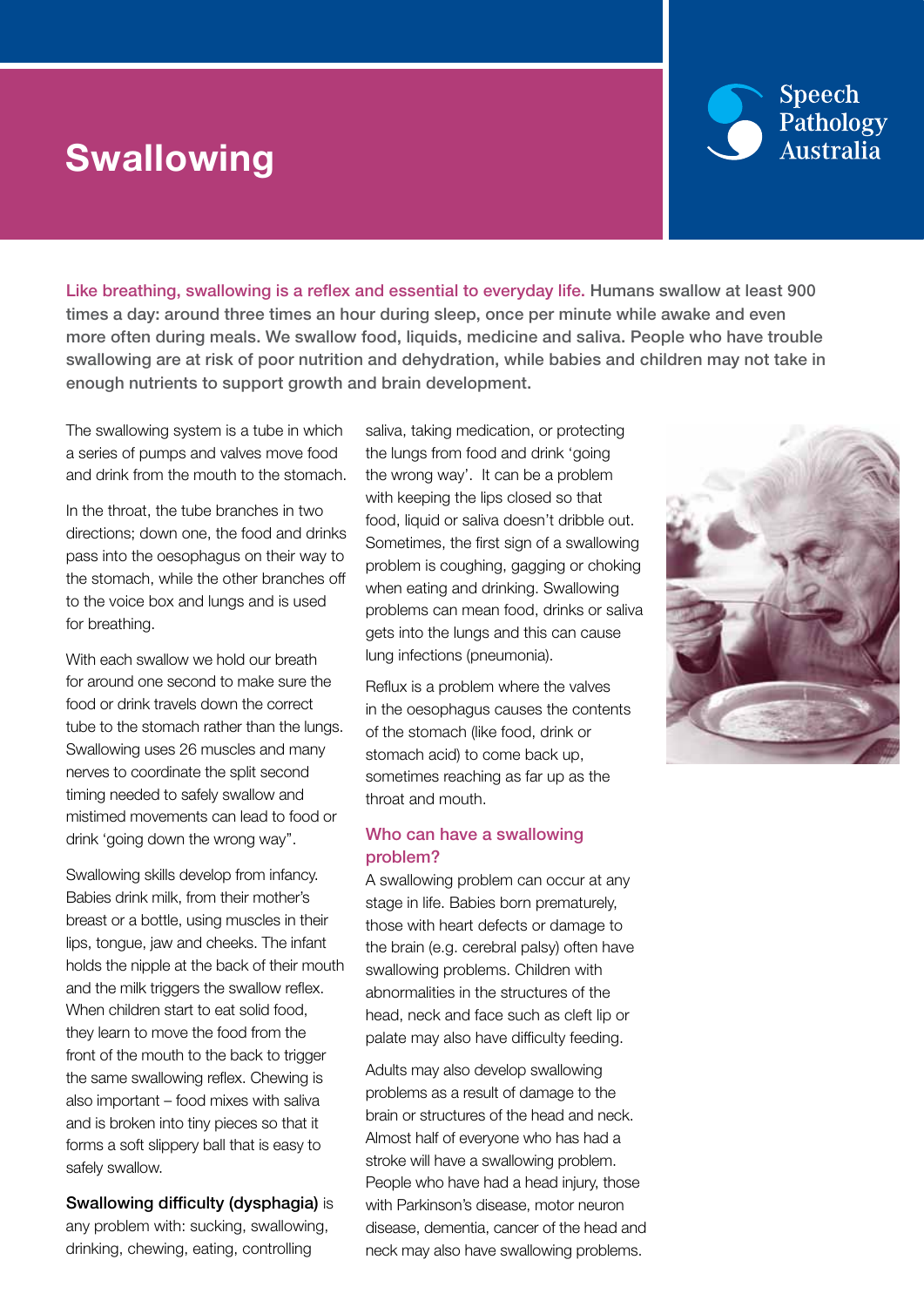# Swallowing

Speech Pathology Australia

**Like breathing, swallowing is a reflex and essential to everyday life. Humans swallow at least 900 times a day: around three times an hour during sleep, once per minute while awake and even more often during meals. We swallow food, liquids, medicine and saliva. People who have trouble swallowing are at risk of poor nutrition and dehydration, while babies and children may not take in enough nutrients to support growth and brain development.**

The swallowing system is a tube in which a series of pumps and valves move food and drink from the mouth to the stomach.

In the throat, the tube branches in two directions; down one, the food and drinks pass into the oesophagus on their way to the stomach, while the other branches off to the voice box and lungs and is used for breathing.

With each swallow we hold our breath for around one second to make sure the food or drink travels down the correct tube to the stomach rather than the lungs. Swallowing uses 26 muscles and many nerves to coordinate the split second timing needed to safely swallow and mistimed movements can lead to food or drink 'going down the wrong way".

Swallowing skills develop from infancy. Babies drink milk, from their mother's breast or a bottle, using muscles in their lips, tongue, jaw and cheeks. The infant holds the nipple at the back of their mouth and the milk triggers the swallow reflex. When children start to eat solid food, they learn to move the food from the front of the mouth to the back to trigger the same swallowing reflex. Chewing is also important – food mixes with saliva and is broken into tiny pieces so that it forms a soft slippery ball that is easy to safely swallow.

**Swallowing difficulty (dysphagia)** is any problem with: sucking, swallowing, drinking, chewing, eating, controlling saliva, taking medication, or protecting the lungs from food and drink 'going the wrong way'. It can be a problem with keeping the lips closed so that food, liquid or saliva doesn't dribble out. Sometimes, the first sign of a swallowing problem is coughing, gagging or choking when eating and drinking. Swallowing problems can mean food, drinks or saliva gets into the lungs and this can cause lung infections (pneumonia).

Reflux is a problem where the valves in the oesophagus causes the contents of the stomach (like food, drink or stomach acid) to come back up, sometimes reaching as far up as the throat and mouth.

## Who can have a swallowing problem?

A swallowing problem can occur at any stage in life. Babies born prematurely, those with heart defects or damage to the brain (e.g. cerebral palsy) often have swallowing problems. Children with abnormalities in the structures of the head, neck and face such as cleft lip or palate may also have difficulty feeding.

Adults may also develop swallowing problems as a result of damage to the brain or structures of the head and neck. Almost half of everyone who has had a stroke will have a swallowing problem. People who have had a head injury, those with Parkinson's disease, motor neuron disease, dementia, cancer of the head and neck may also have swallowing problems.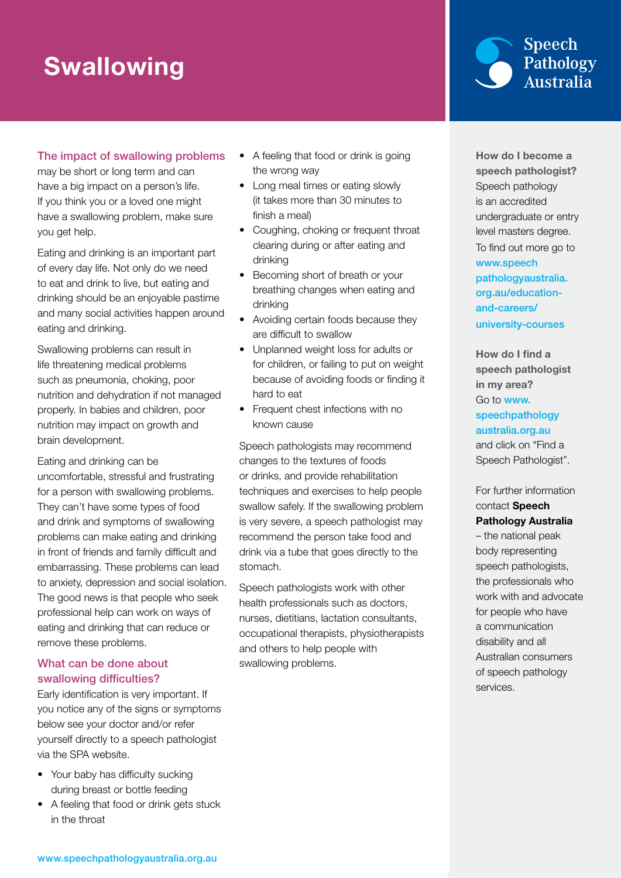# Swallowing

Speech Pathology Australia

## The impact of swallowing problems

may be short or long term and can have a big impact on a person's life. If you think you or a loved one might have a swallowing problem, make sure you get help.

Eating and drinking is an important part of every day life. Not only do we need to eat and drink to live, but eating and drinking should be an enjoyable pastime and many social activities happen around eating and drinking.

Swallowing problems can result in life threatening medical problems such as pneumonia, choking, poor nutrition and dehydration if not managed properly. In babies and children, poor nutrition may impact on growth and brain development.

Eating and drinking can be uncomfortable, stressful and frustrating for a person with swallowing problems. They can't have some types of food and drink and symptoms of swallowing problems can make eating and drinking in front of friends and family difficult and embarrassing. These problems can lead to anxiety, depression and social isolation. The good news is that people who seek professional help can work on ways of eating and drinking that can reduce or remove these problems.

## What can be done about swallowing difficulties?

Early identification is very important. If you notice any of the signs or symptoms below see your doctor and/or refer yourself directly to a speech pathologist via the SPA website.

- Your baby has difficulty sucking during breast or bottle feeding
- A feeling that food or drink gets stuck in the throat
- A feeling that food or drink is going the wrong way
- Long meal times or eating slowly (it takes more than 30 minutes to finish a meal)
- Coughing, choking or frequent throat clearing during or after eating and drinking
- Becoming short of breath or your breathing changes when eating and drinking
- Avoiding certain foods because they are difficult to swallow
- Unplanned weight loss for adults or for children, or failing to put on weight because of avoiding foods or finding it hard to eat
- Frequent chest infections with no known cause

Speech pathologists may recommend changes to the textures of foods or drinks, and provide rehabilitation techniques and exercises to help people swallow safely. If the swallowing problem is very severe, a speech pathologist may recommend the person take food and drink via a tube that goes directly to the stomach.

Speech pathologists work with other health professionals such as doctors, nurses, dietitians, lactation consultants, occupational therapists, physiotherapists and others to help people with swallowing problems.

**How do I become a speech pathologist?**
Speech pathology is an accredited undergraduate or entry level masters degree. To find out more go to www.speechpathologyaustralia.org.au/education-and-careers/university-courses

**How do I find a speech pathologist in my area?**
Go to www.speechpathologyaustralia.org.au and click on "Find a Speech Pathologist".

For further information contact **Speech Pathology Australia** – the national peak body representing speech pathologists, the professionals who work with and advocate for people who have a communication disability and all Australian consumers of speech pathology services.

www.speechpathologyaustralia.org.au